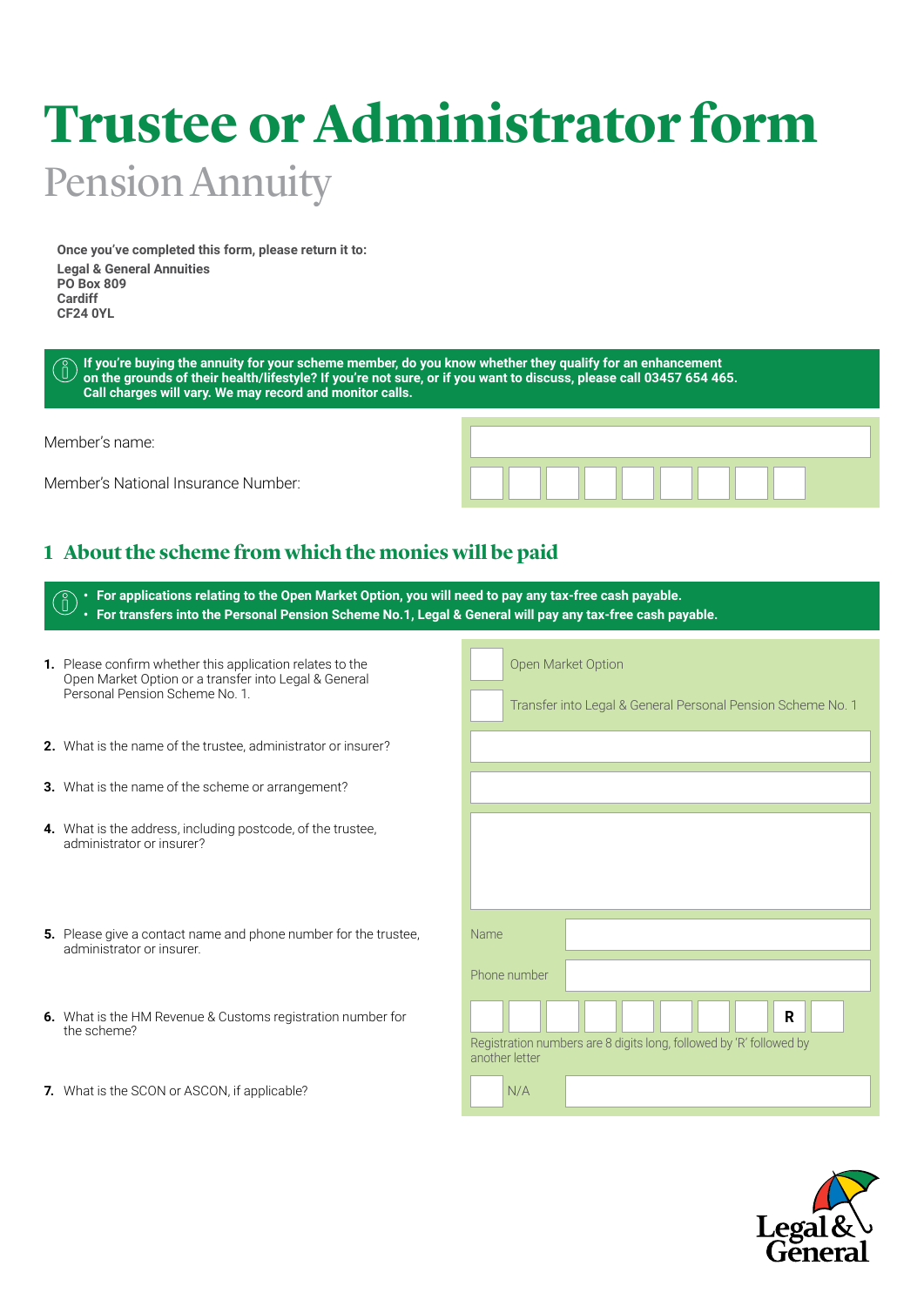# Trustee or Administrator form

## Pension Annuity

**Once you've completed this form, please return it to:**

**Legal & General Annuities**
**PO Box 809**
**Cardiff**
**CF24 0YL**

**If you're buying the annuity for your scheme member, do you know whether they qualify for an enhancement on the grounds of their health/lifestyle? If you're not sure, or if you want to discuss, please call 03457 654 465. Call charges will vary. We may record and monitor calls.**

Member's name:

Member's National Insurance Number:

## 1 About the scheme from which the monies will be paid

- **For applications relating to the Open Market Option, you will need to pay any tax-free cash payable.**
- **For transfers into the Personal Pension Scheme No.1, Legal & General will pay any tax-free cash payable.**

**1.** Please confirm whether this application relates to the Open Market Option or a transfer into Legal & General Personal Pension Scheme No. 1.

- ☐ Open Market Option
- ☐ Transfer into Legal & General Personal Pension Scheme No. 1

**2.** What is the name of the trustee, administrator or insurer?

**3.** What is the name of the scheme or arrangement?

**4.** What is the address, including postcode, of the trustee, administrator or insurer?

**5.** Please give a contact name and phone number for the trustee, administrator or insurer.

Name

Phone number

**6.** What is the HM Revenue & Customs registration number for the scheme?

R

Registration numbers are 8 digits long, followed by 'R' followed by another letter

**7.** What is the SCON or ASCON, if applicable?

☐ N/A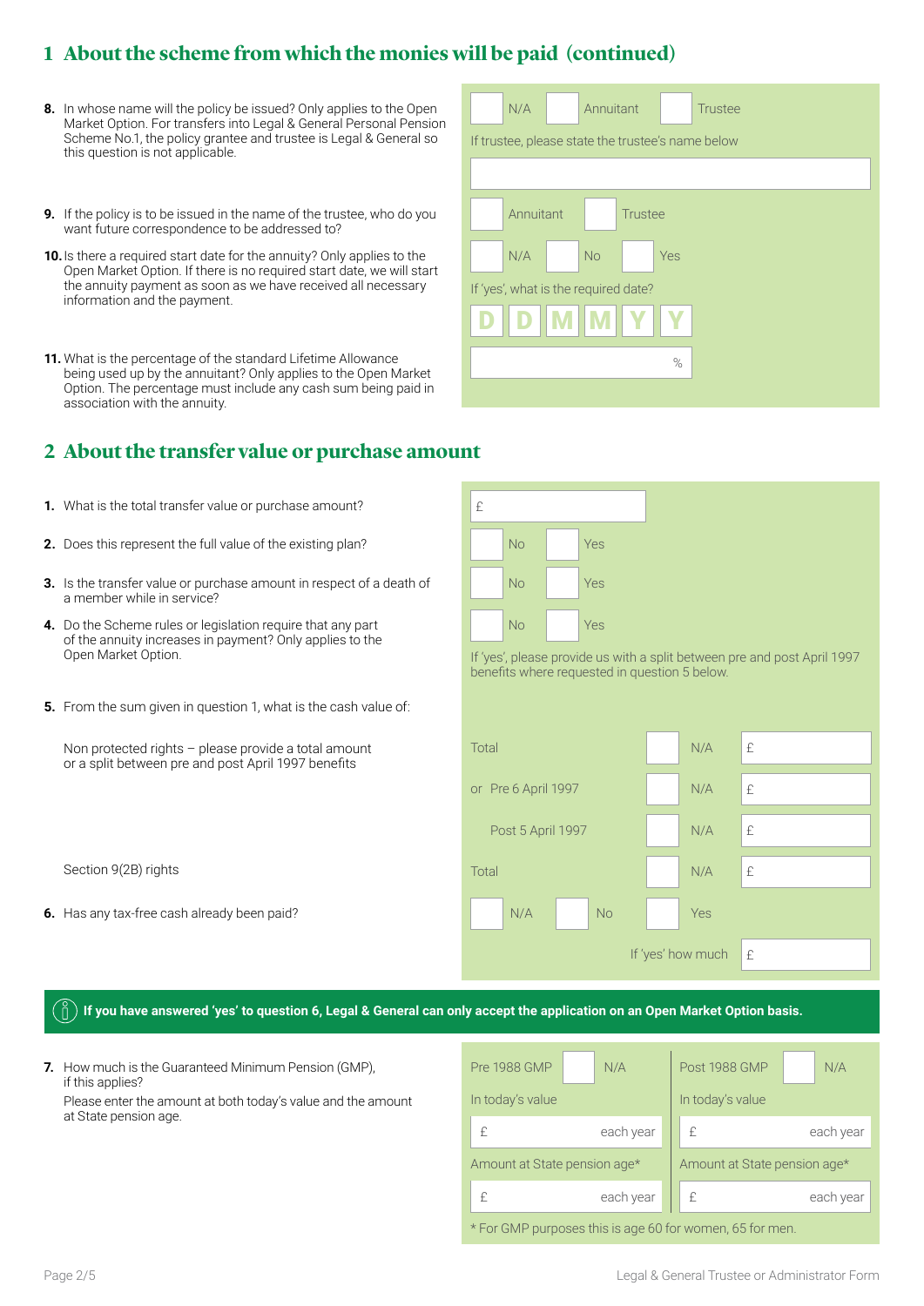## 1 About the scheme from which the monies will be paid (continued)

**8.** In whose name will the policy be issued? Only applies to the Open Market Option. For transfers into Legal & General Personal Pension Scheme No.1, the policy grantee and trustee is Legal & General so this question is not applicable.

☐ N/A ☐ Annuitant ☐ Trustee

If trustee, please state the trustee's name below

______________________

**9.** If the policy is to be issued in the name of the trustee, who do you want future correspondence to be addressed to?

☐ Annuitant ☐ Trustee

**10.** Is there a required start date for the annuity? Only applies to the Open Market Option. If there is no required start date, we will start the annuity payment as soon as we have received all necessary information and the payment.

☐ N/A ☐ No ☐ Yes

If 'yes', what is the required date?

D D M M Y Y

**11.** What is the percentage of the standard Lifetime Allowance being used up by the annuitant? Only applies to the Open Market Option. The percentage must include any cash sum being paid in association with the annuity.

______ %

## 2 About the transfer value or purchase amount

**1.** What is the total transfer value or purchase amount?

£ ______

**2.** Does this represent the full value of the existing plan?

☐ No ☐ Yes

**3.** Is the transfer value or purchase amount in respect of a death of a member while in service?

☐ No ☐ Yes

**4.** Do the Scheme rules or legislation require that any part of the annuity increases in payment? Only applies to the Open Market Option.

☐ No ☐ Yes

If 'yes', please provide us with a split between pre and post April 1997 benefits where requested in question 5 below.

**5.** From the sum given in question 1, what is the cash value of:

Non protected rights – please provide a total amount or a split between pre and post April 1997 benefits

| | | |
|---|---|---|
| Total | ☐ N/A | £ |
| or Pre 6 April 1997 | ☐ N/A | £ |
| Post 5 April 1997 | ☐ N/A | £ |

Section 9(2B) rights

| | | |
|---|---|---|
| Total | ☐ N/A | £ |

**6.** Has any tax-free cash already been paid?

☐ N/A ☐ No ☐ Yes

If 'yes' how much £ ______

**If you have answered 'yes' to question 6, Legal & General can only accept the application on an Open Market Option basis.**

**7.** How much is the Guaranteed Minimum Pension (GMP), if this applies?

Please enter the amount at both today's value and the amount at State pension age.

| Pre 1988 GMP ☐ N/A | Post 1988 GMP ☐ N/A |
|---|---|
| In today's value | In today's value |
| £ ______ each year | £ ______ each year |
| Amount at State pension age* | Amount at State pension age* |
| £ ______ each year | £ ______ each year |

\* For GMP purposes this is age 60 for women, 65 for men.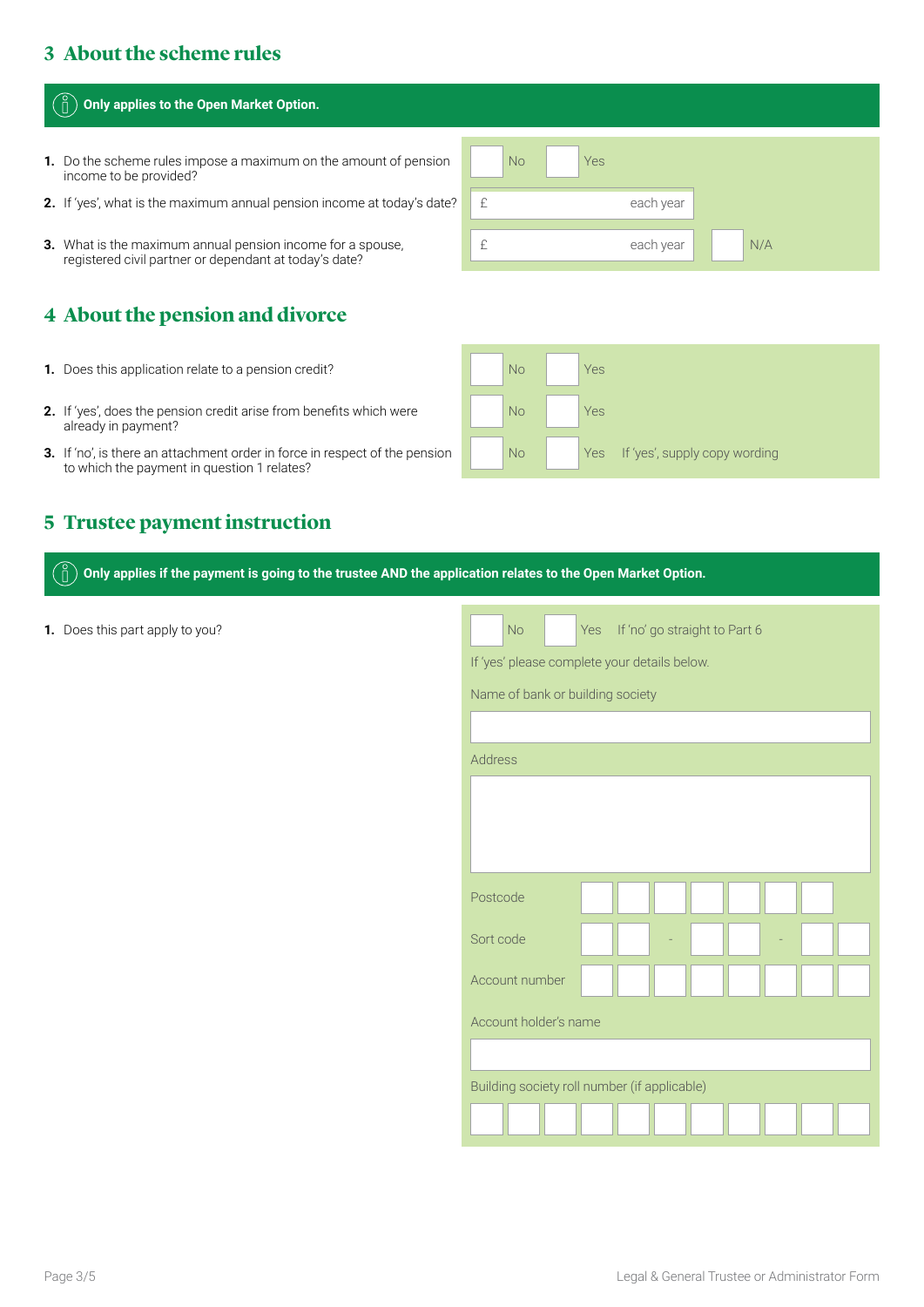## 3 About the scheme rules

> Only applies to the Open Market Option.

1. Do the scheme rules impose a maximum on the amount of pension income to be provided? ☐ No ☐ Yes
2. If 'yes', what is the maximum annual pension income at today's date? £ ____ each year
3. What is the maximum annual pension income for a spouse, registered civil partner or dependant at today's date? £ ____ each year ☐ N/A

## 4 About the pension and divorce

1. Does this application relate to a pension credit? ☐ No ☐ Yes
2. If 'yes', does the pension credit arise from benefits which were already in payment? ☐ No ☐ Yes
3. If 'no', is there an attachment order in force in respect of the pension to which the payment in question 1 relates? ☐ No ☐ Yes If 'yes', supply copy wording

## 5 Trustee payment instruction

> Only applies if the payment is going to the trustee AND the application relates to the Open Market Option.

1. Does this part apply to you? ☐ No ☐ Yes If 'no' go straight to Part 6

If 'yes' please complete your details below.

Name of bank or building society

Address

Postcode ☐☐☐☐☐☐☐

Sort code ☐☐ - ☐☐ - ☐☐

Account number ☐☐☐☐☐☐☐☐

Account holder's name

Building society roll number (if applicable) ☐☐☐☐☐☐☐☐☐☐☐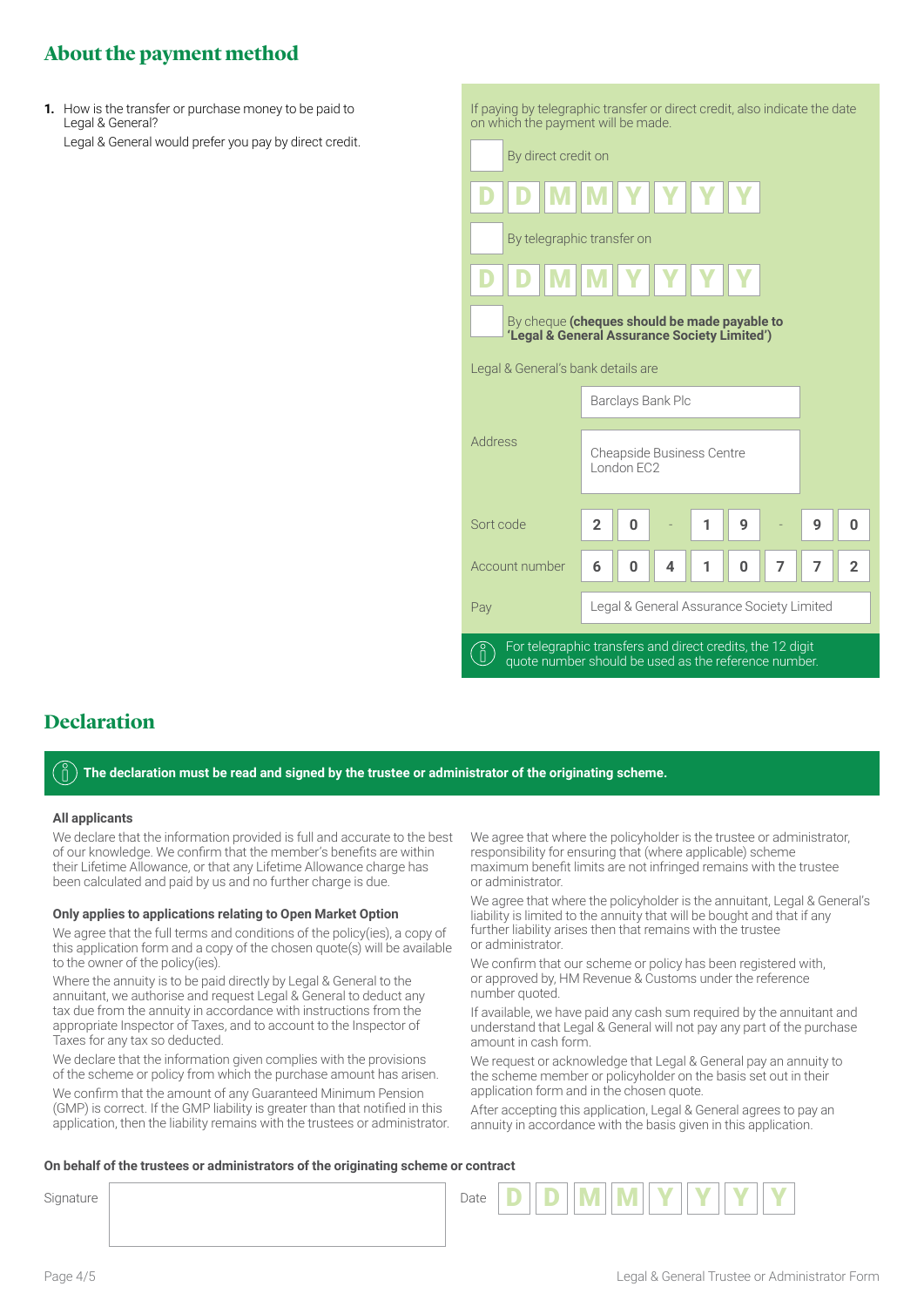## About the payment method

**1.** How is the transfer or purchase money to be paid to Legal & General?

Legal & General would prefer you pay by direct credit.

If paying by telegraphic transfer or direct credit, also indicate the date on which the payment will be made.

☐ By direct credit on

D D M M Y Y Y Y

☐ By telegraphic transfer on

D D M M Y Y Y Y

☐ By cheque **(cheques should be made payable to 'Legal & General Assurance Society Limited')**

Legal & General's bank details are

| | |
|---|---|
| | Barclays Bank Plc |
| Address | Cheapside Business Centre<br>London EC2 |
| Sort code | 20 - 19 - 90 |
| Account number | 60410772 |
| Pay | Legal & General Assurance Society Limited |

For telegraphic transfers and direct credits, the 12 digit quote number should be used as the reference number.

## Declaration

**The declaration must be read and signed by the trustee or administrator of the originating scheme.**

**All applicants**

We declare that the information provided is full and accurate to the best of our knowledge. We confirm that the member's benefits are within their Lifetime Allowance, or that any Lifetime Allowance charge has been calculated and paid by us and no further charge is due.

**Only applies to applications relating to Open Market Option**

We agree that the full terms and conditions of the policy(ies), a copy of this application form and a copy of the chosen quote(s) will be available to the owner of the policy(ies).

Where the annuity is to be paid directly by Legal & General to the annuitant, we authorise and request Legal & General to deduct any tax due from the annuity in accordance with instructions from the appropriate Inspector of Taxes, and to account to the Inspector of Taxes for any tax so deducted.

We declare that the information given complies with the provisions of the scheme or policy from which the purchase amount has arisen.

We confirm that the amount of any Guaranteed Minimum Pension (GMP) is correct. If the GMP liability is greater than that notified in this application, then the liability remains with the trustees or administrator.

We agree that where the policyholder is the trustee or administrator, responsibility for ensuring that (where applicable) scheme maximum benefit limits are not infringed remains with the trustee or administrator.

We agree that where the policyholder is the annuitant, Legal & General's liability is limited to the annuity that will be bought and that if any further liability arises then that remains with the trustee or administrator.

We confirm that our scheme or policy has been registered with, or approved by, HM Revenue & Customs under the reference number quoted.

If available, we have paid any cash sum required by the annuitant and understand that Legal & General will not pay any part of the purchase amount in cash form.

We request or acknowledge that Legal & General pay an annuity to the scheme member or policyholder on the basis set out in their application form and in the chosen quote.

After accepting this application, Legal & General agrees to pay an annuity in accordance with the basis given in this application.

**On behalf of the trustees or administrators of the originating scheme or contract**

Signature

Date D D M M Y Y Y Y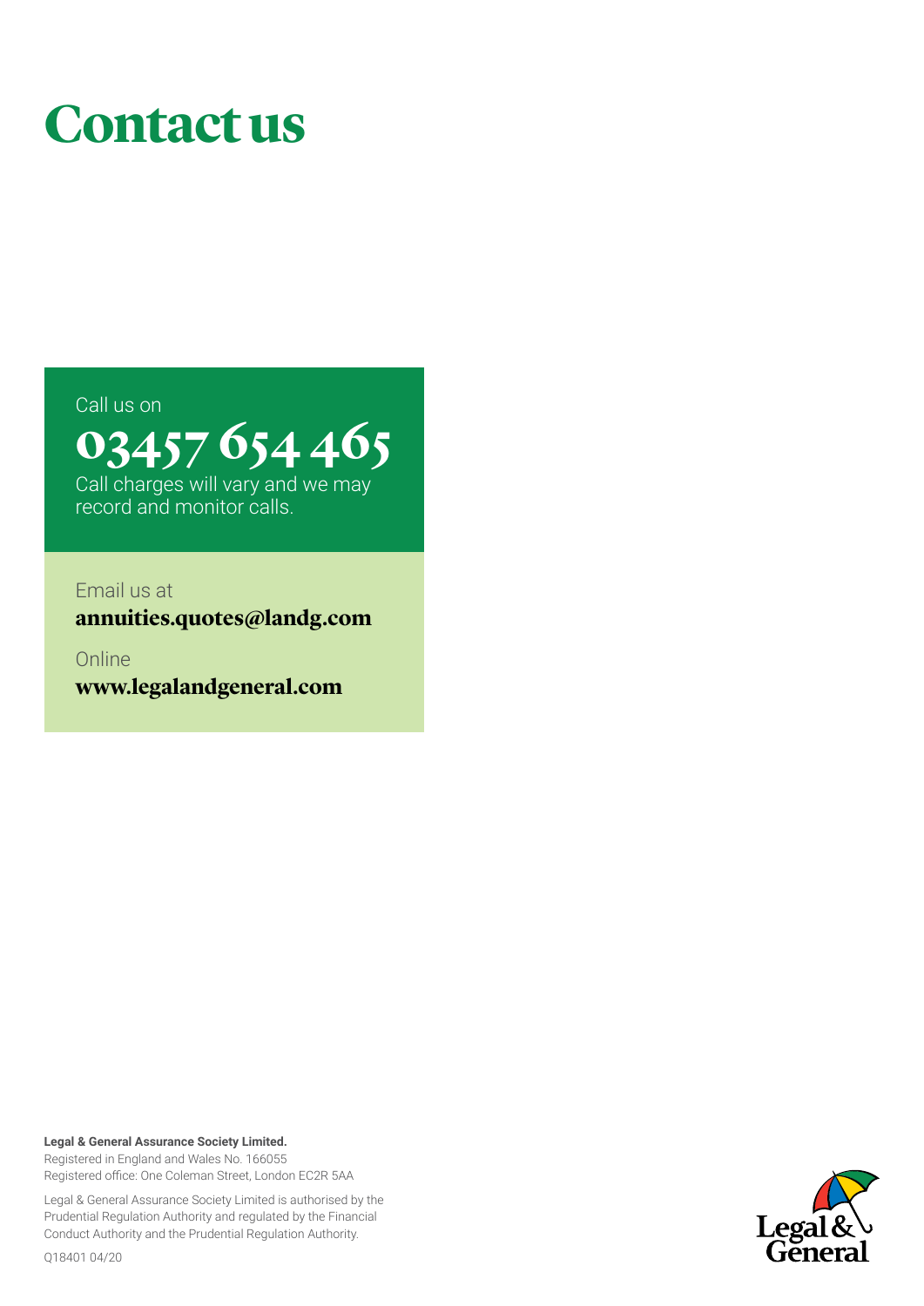# Contact us

Call us on

**03457 654 465**

Call charges will vary and we may record and monitor calls.

Email us at

**annuities.quotes@landg.com**

Online

**www.legalandgeneral.com**

**Legal & General Assurance Society Limited.**
Registered in England and Wales No. 166055
Registered office: One Coleman Street, London EC2R 5AA

Legal & General Assurance Society Limited is authorised by the Prudential Regulation Authority and regulated by the Financial Conduct Authority and the Prudential Regulation Authority.

Q18401 04/20

Legal & General